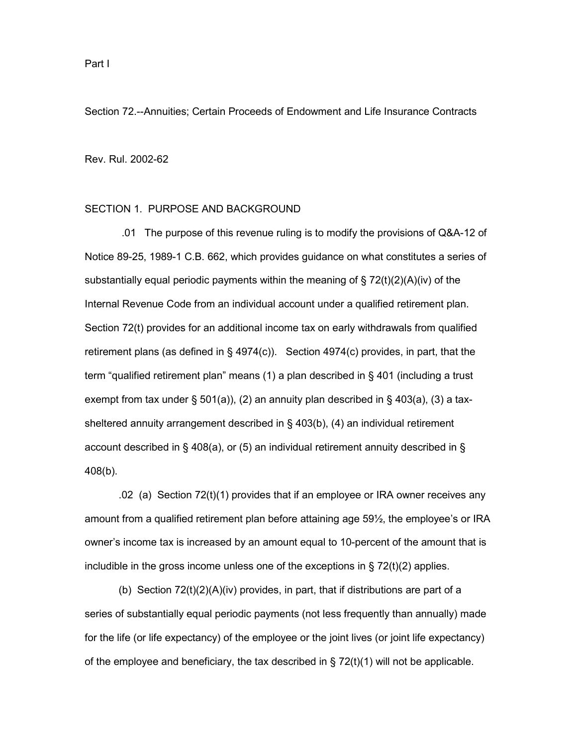Part I

Section 72.--Annuities; Certain Proceeds of Endowment and Life Insurance Contracts

Rev. Rul. 2002-62

## SECTION 1. PURPOSE AND BACKGROUND

.01 The purpose of this revenue ruling is to modify the provisions of Q&A-12 of Notice 89-25, 1989-1 C.B. 662, which provides guidance on what constitutes a series of substantially equal periodic payments within the meaning of § 72(t)(2)(A)(iv) of the Internal Revenue Code from an individual account under a qualified retirement plan. Section 72(t) provides for an additional income tax on early withdrawals from qualified retirement plans (as defined in § 4974(c)). Section 4974(c) provides, in part, that the term "qualified retirement plan" means (1) a plan described in § 401 (including a trust exempt from tax under § 501(a)), (2) an annuity plan described in § 403(a), (3) a tax-sheltered annuity arrangement described in § 403(b), (4) an individual retirement account described in § 408(a), or (5) an individual retirement annuity described in § 408(b).

.02 (a) Section 72(t)(1) provides that if an employee or IRA owner receives any amount from a qualified retirement plan before attaining age 59½, the employee's or IRA owner's income tax is increased by an amount equal to 10-percent of the amount that is includible in the gross income unless one of the exceptions in § 72(t)(2) applies.

(b) Section 72(t)(2)(A)(iv) provides, in part, that if distributions are part of a series of substantially equal periodic payments (not less frequently than annually) made for the life (or life expectancy) of the employee or the joint lives (or joint life expectancy) of the employee and beneficiary, the tax described in § 72(t)(1) will not be applicable.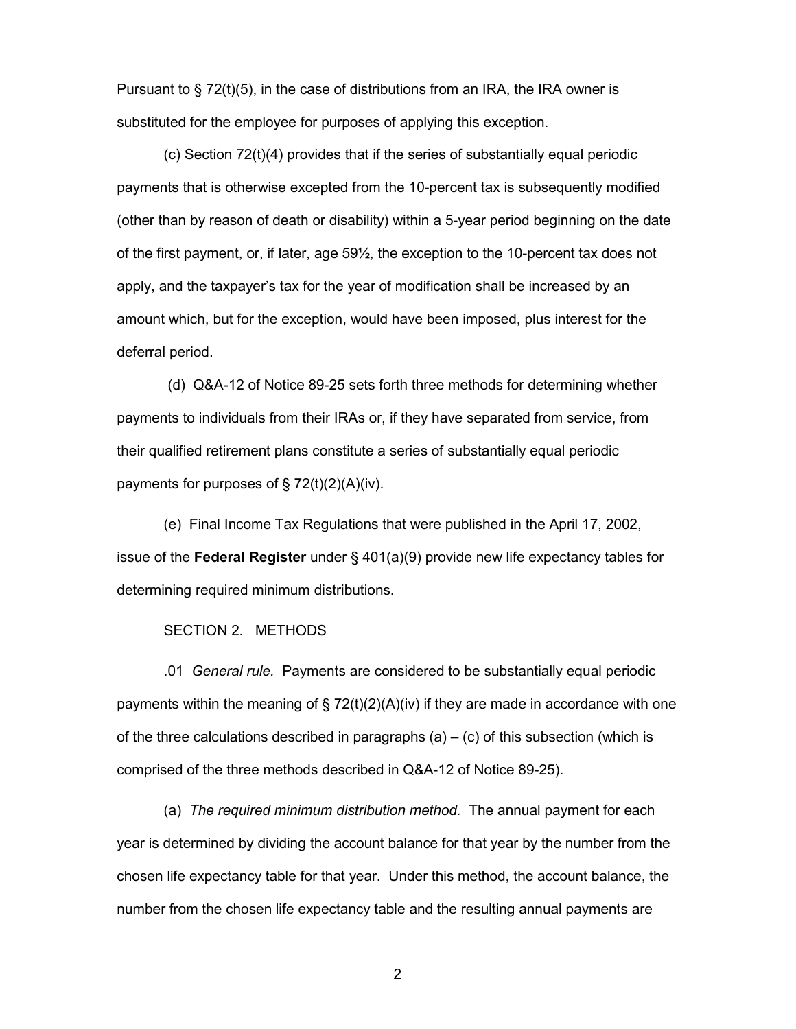Pursuant to § 72(t)(5), in the case of distributions from an IRA, the IRA owner is substituted for the employee for purposes of applying this exception.

(c) Section 72(t)(4) provides that if the series of substantially equal periodic payments that is otherwise excepted from the 10-percent tax is subsequently modified (other than by reason of death or disability) within a 5-year period beginning on the date of the first payment, or, if later, age 59½, the exception to the 10-percent tax does not apply, and the taxpayer's tax for the year of modification shall be increased by an amount which, but for the exception, would have been imposed, plus interest for the deferral period.

(d) Q&A-12 of Notice 89-25 sets forth three methods for determining whether payments to individuals from their IRAs or, if they have separated from service, from their qualified retirement plans constitute a series of substantially equal periodic payments for purposes of § 72(t)(2)(A)(iv).

(e) Final Income Tax Regulations that were published in the April 17, 2002, issue of the **Federal Register** under § 401(a)(9) provide new life expectancy tables for determining required minimum distributions.

SECTION 2. METHODS

.01 *General rule.* Payments are considered to be substantially equal periodic payments within the meaning of § 72(t)(2)(A)(iv) if they are made in accordance with one of the three calculations described in paragraphs (a) – (c) of this subsection (which is comprised of the three methods described in Q&A-12 of Notice 89-25).

(a) *The required minimum distribution method.* The annual payment for each year is determined by dividing the account balance for that year by the number from the chosen life expectancy table for that year. Under this method, the account balance, the number from the chosen life expectancy table and the resulting annual payments are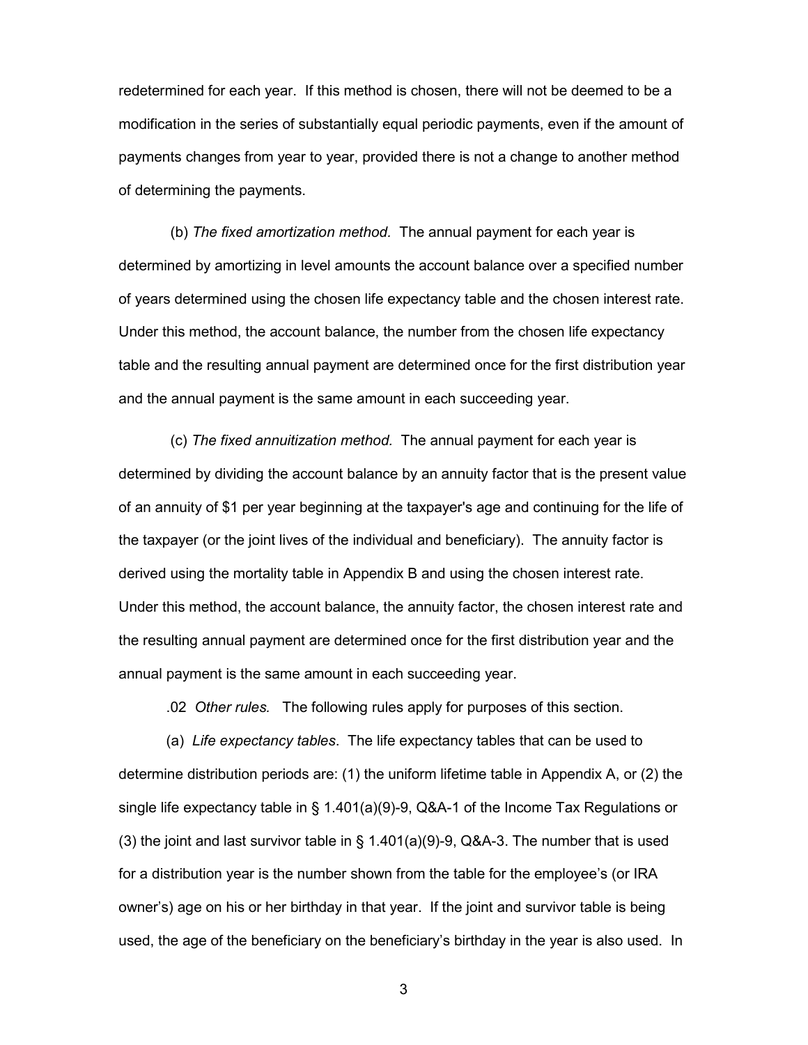redetermined for each year. If this method is chosen, there will not be deemed to be a modification in the series of substantially equal periodic payments, even if the amount of payments changes from year to year, provided there is not a change to another method of determining the payments.

(b) *The fixed amortization method.* The annual payment for each year is determined by amortizing in level amounts the account balance over a specified number of years determined using the chosen life expectancy table and the chosen interest rate. Under this method, the account balance, the number from the chosen life expectancy table and the resulting annual payment are determined once for the first distribution year and the annual payment is the same amount in each succeeding year.

(c) *The fixed annuitization method.* The annual payment for each year is determined by dividing the account balance by an annuity factor that is the present value of an annuity of $1 per year beginning at the taxpayer's age and continuing for the life of the taxpayer (or the joint lives of the individual and beneficiary). The annuity factor is derived using the mortality table in Appendix B and using the chosen interest rate. Under this method, the account balance, the annuity factor, the chosen interest rate and the resulting annual payment are determined once for the first distribution year and the annual payment is the same amount in each succeeding year.

.02 *Other rules.* The following rules apply for purposes of this section.

(a) *Life expectancy tables*. The life expectancy tables that can be used to determine distribution periods are: (1) the uniform lifetime table in Appendix A, or (2) the single life expectancy table in § 1.401(a)(9)-9, Q&A-1 of the Income Tax Regulations or (3) the joint and last survivor table in § 1.401(a)(9)-9, Q&A-3. The number that is used for a distribution year is the number shown from the table for the employee's (or IRA owner's) age on his or her birthday in that year. If the joint and survivor table is being used, the age of the beneficiary on the beneficiary's birthday in the year is also used. In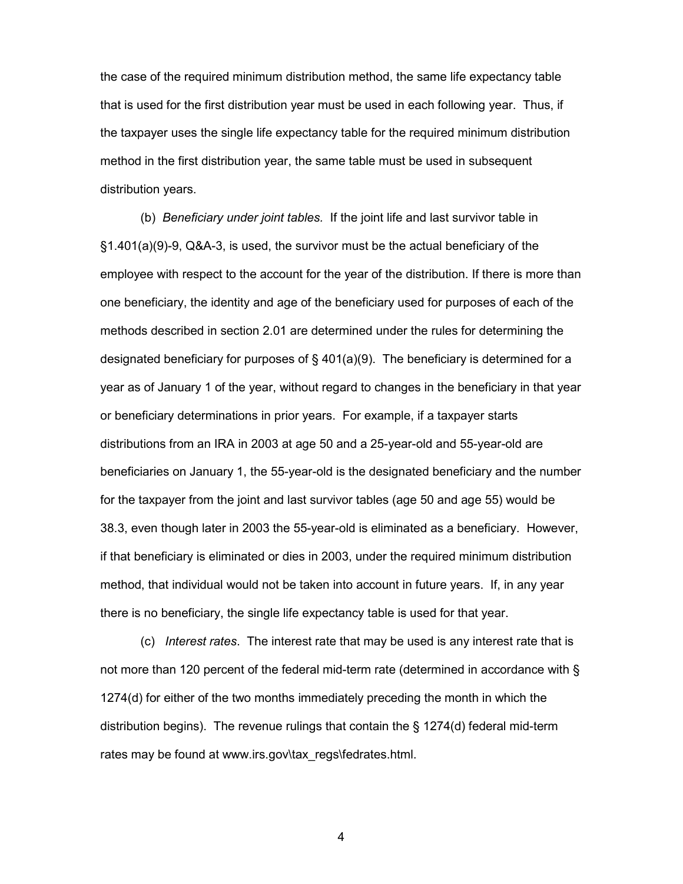the case of the required minimum distribution method, the same life expectancy table that is used for the first distribution year must be used in each following year. Thus, if the taxpayer uses the single life expectancy table for the required minimum distribution method in the first distribution year, the same table must be used in subsequent distribution years.

(b) *Beneficiary under joint tables.* If the joint life and last survivor table in §1.401(a)(9)-9, Q&A-3, is used, the survivor must be the actual beneficiary of the employee with respect to the account for the year of the distribution. If there is more than one beneficiary, the identity and age of the beneficiary used for purposes of each of the methods described in section 2.01 are determined under the rules for determining the designated beneficiary for purposes of § 401(a)(9). The beneficiary is determined for a year as of January 1 of the year, without regard to changes in the beneficiary in that year or beneficiary determinations in prior years. For example, if a taxpayer starts distributions from an IRA in 2003 at age 50 and a 25-year-old and 55-year-old are beneficiaries on January 1, the 55-year-old is the designated beneficiary and the number for the taxpayer from the joint and last survivor tables (age 50 and age 55) would be 38.3, even though later in 2003 the 55-year-old is eliminated as a beneficiary. However, if that beneficiary is eliminated or dies in 2003, under the required minimum distribution method, that individual would not be taken into account in future years. If, in any year there is no beneficiary, the single life expectancy table is used for that year.

(c) *Interest rates*. The interest rate that may be used is any interest rate that is not more than 120 percent of the federal mid-term rate (determined in accordance with § 1274(d) for either of the two months immediately preceding the month in which the distribution begins). The revenue rulings that contain the § 1274(d) federal mid-term rates may be found at www.irs.gov\tax_regs\fedrates.html.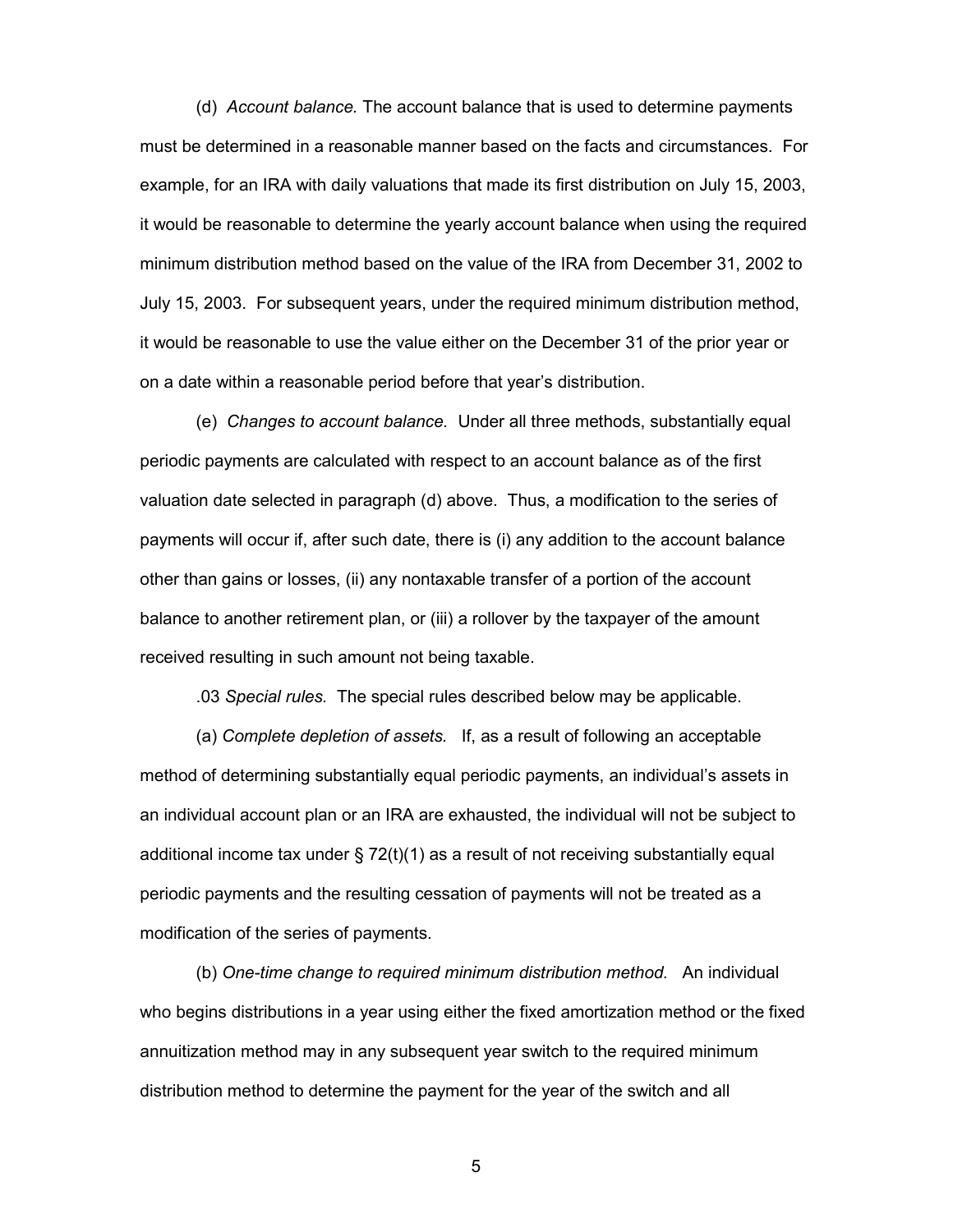(d) *Account balance.* The account balance that is used to determine payments must be determined in a reasonable manner based on the facts and circumstances. For example, for an IRA with daily valuations that made its first distribution on July 15, 2003, it would be reasonable to determine the yearly account balance when using the required minimum distribution method based on the value of the IRA from December 31, 2002 to July 15, 2003. For subsequent years, under the required minimum distribution method, it would be reasonable to use the value either on the December 31 of the prior year or on a date within a reasonable period before that year's distribution.

(e) *Changes to account balance.* Under all three methods, substantially equal periodic payments are calculated with respect to an account balance as of the first valuation date selected in paragraph (d) above. Thus, a modification to the series of payments will occur if, after such date, there is (i) any addition to the account balance other than gains or losses, (ii) any nontaxable transfer of a portion of the account balance to another retirement plan, or (iii) a rollover by the taxpayer of the amount received resulting in such amount not being taxable.

.03 *Special rules.* The special rules described below may be applicable.

(a) *Complete depletion of assets.* If, as a result of following an acceptable method of determining substantially equal periodic payments, an individual's assets in an individual account plan or an IRA are exhausted, the individual will not be subject to additional income tax under § 72(t)(1) as a result of not receiving substantially equal periodic payments and the resulting cessation of payments will not be treated as a modification of the series of payments.

(b) *One-time change to required minimum distribution method.* An individual who begins distributions in a year using either the fixed amortization method or the fixed annuitization method may in any subsequent year switch to the required minimum distribution method to determine the payment for the year of the switch and all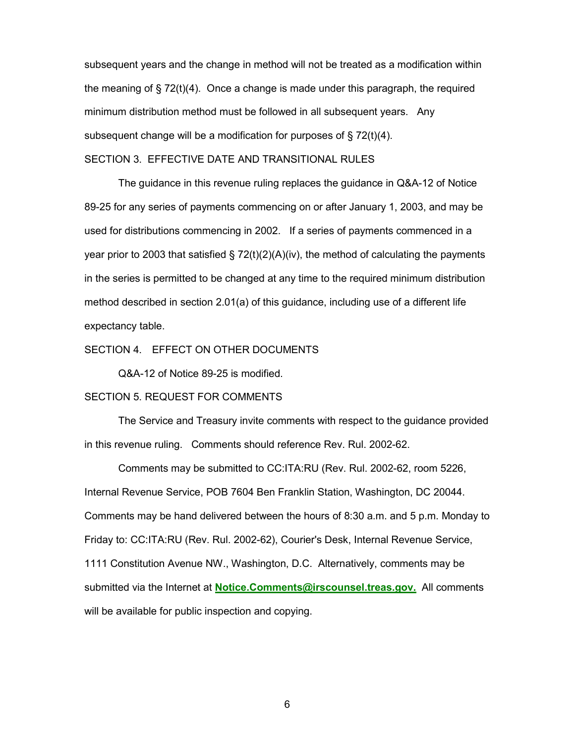subsequent years and the change in method will not be treated as a modification within the meaning of § 72(t)(4). Once a change is made under this paragraph, the required minimum distribution method must be followed in all subsequent years. Any subsequent change will be a modification for purposes of § 72(t)(4).

## SECTION 3. EFFECTIVE DATE AND TRANSITIONAL RULES

The guidance in this revenue ruling replaces the guidance in Q&A-12 of Notice 89-25 for any series of payments commencing on or after January 1, 2003, and may be used for distributions commencing in 2002. If a series of payments commenced in a year prior to 2003 that satisfied § 72(t)(2)(A)(iv), the method of calculating the payments in the series is permitted to be changed at any time to the required minimum distribution method described in section 2.01(a) of this guidance, including use of a different life expectancy table.

## SECTION 4. EFFECT ON OTHER DOCUMENTS

Q&A-12 of Notice 89-25 is modified.

## SECTION 5. REQUEST FOR COMMENTS

The Service and Treasury invite comments with respect to the guidance provided in this revenue ruling. Comments should reference Rev. Rul. 2002-62.

Comments may be submitted to CC:ITA:RU (Rev. Rul. 2002-62, room 5226, Internal Revenue Service, POB 7604 Ben Franklin Station, Washington, DC 20044. Comments may be hand delivered between the hours of 8:30 a.m. and 5 p.m. Monday to Friday to: CC:ITA:RU (Rev. Rul. 2002-62), Courier's Desk, Internal Revenue Service, 1111 Constitution Avenue NW., Washington, D.C. Alternatively, comments may be submitted via the Internet at **Notice.Comments@irscounsel.treas.gov.** All comments will be available for public inspection and copying.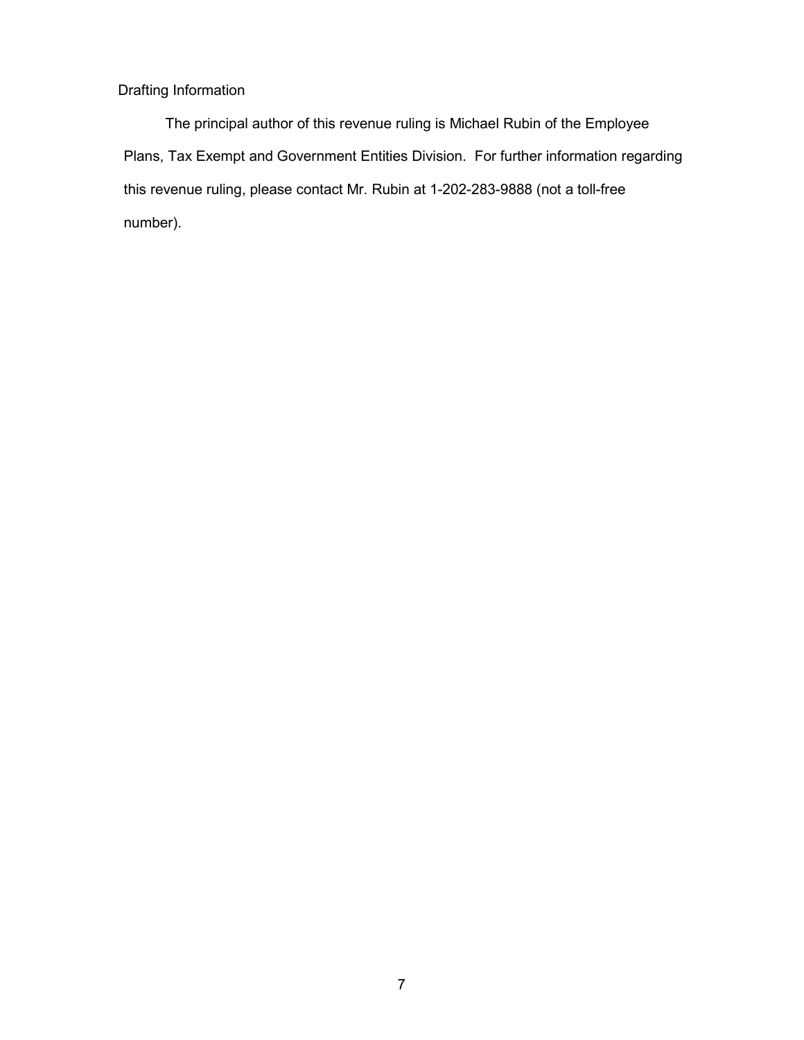## Drafting Information

The principal author of this revenue ruling is Michael Rubin of the Employee Plans, Tax Exempt and Government Entities Division. For further information regarding this revenue ruling, please contact Mr. Rubin at 1-202-283-9888 (not a toll-free number).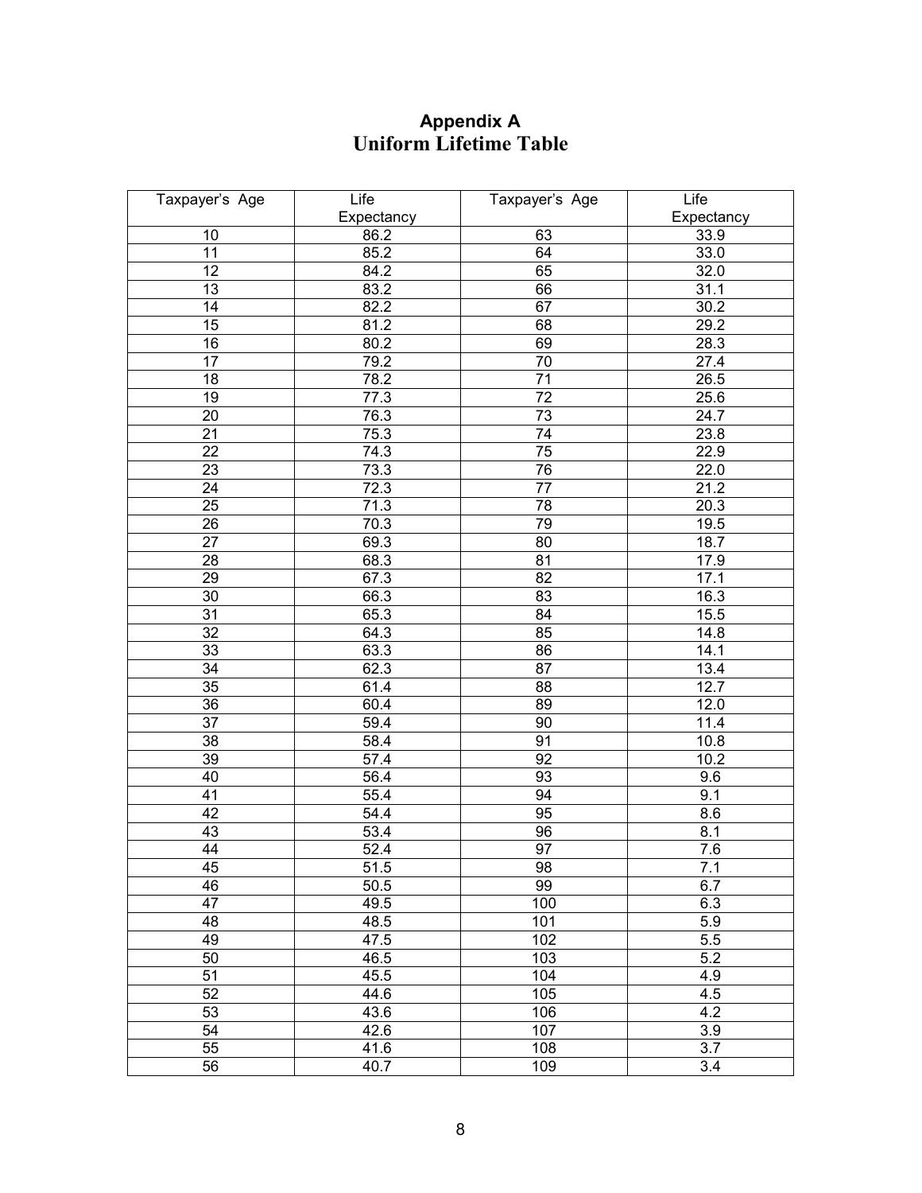## Appendix A

## Uniform Lifetime Table

| Taxpayer's Age | Life Expectancy | Taxpayer's Age | Life Expectancy |
|---|---|---|---|
| 10 | 86.2 | 63 | 33.9 |
| 11 | 85.2 | 64 | 33.0 |
| 12 | 84.2 | 65 | 32.0 |
| 13 | 83.2 | 66 | 31.1 |
| 14 | 82.2 | 67 | 30.2 |
| 15 | 81.2 | 68 | 29.2 |
| 16 | 80.2 | 69 | 28.3 |
| 17 | 79.2 | 70 | 27.4 |
| 18 | 78.2 | 71 | 26.5 |
| 19 | 77.3 | 72 | 25.6 |
| 20 | 76.3 | 73 | 24.7 |
| 21 | 75.3 | 74 | 23.8 |
| 22 | 74.3 | 75 | 22.9 |
| 23 | 73.3 | 76 | 22.0 |
| 24 | 72.3 | 77 | 21.2 |
| 25 | 71.3 | 78 | 20.3 |
| 26 | 70.3 | 79 | 19.5 |
| 27 | 69.3 | 80 | 18.7 |
| 28 | 68.3 | 81 | 17.9 |
| 29 | 67.3 | 82 | 17.1 |
| 30 | 66.3 | 83 | 16.3 |
| 31 | 65.3 | 84 | 15.5 |
| 32 | 64.3 | 85 | 14.8 |
| 33 | 63.3 | 86 | 14.1 |
| 34 | 62.3 | 87 | 13.4 |
| 35 | 61.4 | 88 | 12.7 |
| 36 | 60.4 | 89 | 12.0 |
| 37 | 59.4 | 90 | 11.4 |
| 38 | 58.4 | 91 | 10.8 |
| 39 | 57.4 | 92 | 10.2 |
| 40 | 56.4 | 93 | 9.6 |
| 41 | 55.4 | 94 | 9.1 |
| 42 | 54.4 | 95 | 8.6 |
| 43 | 53.4 | 96 | 8.1 |
| 44 | 52.4 | 97 | 7.6 |
| 45 | 51.5 | 98 | 7.1 |
| 46 | 50.5 | 99 | 6.7 |
| 47 | 49.5 | 100 | 6.3 |
| 48 | 48.5 | 101 | 5.9 |
| 49 | 47.5 | 102 | 5.5 |
| 50 | 46.5 | 103 | 5.2 |
| 51 | 45.5 | 104 | 4.9 |
| 52 | 44.6 | 105 | 4.5 |
| 53 | 43.6 | 106 | 4.2 |
| 54 | 42.6 | 107 | 3.9 |
| 55 | 41.6 | 108 | 3.7 |
| 56 | 40.7 | 109 | 3.4 |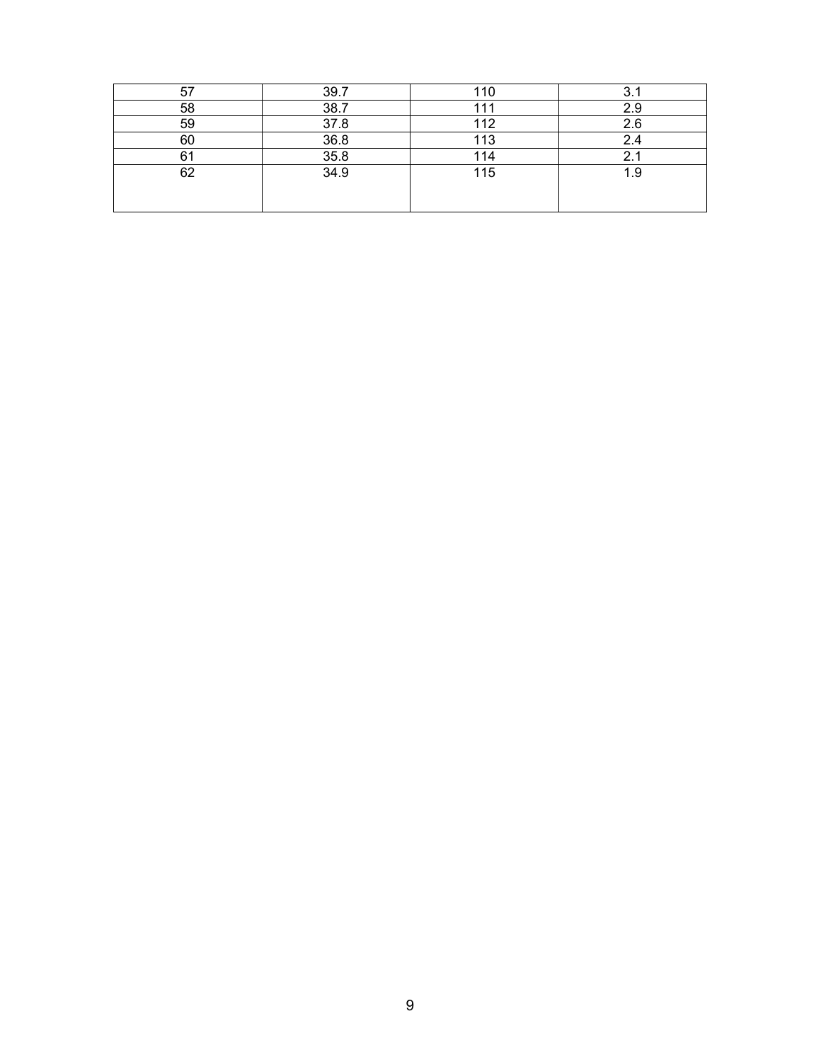| 57 | 39.7 | 110 | 3.1 |
|---|---|---|---|
| 58 | 38.7 | 111 | 2.9 |
| 59 | 37.8 | 112 | 2.6 |
| 60 | 36.8 | 113 | 2.4 |
| 61 | 35.8 | 114 | 2.1 |
| 62 | 34.9 | 115 | 1.9 |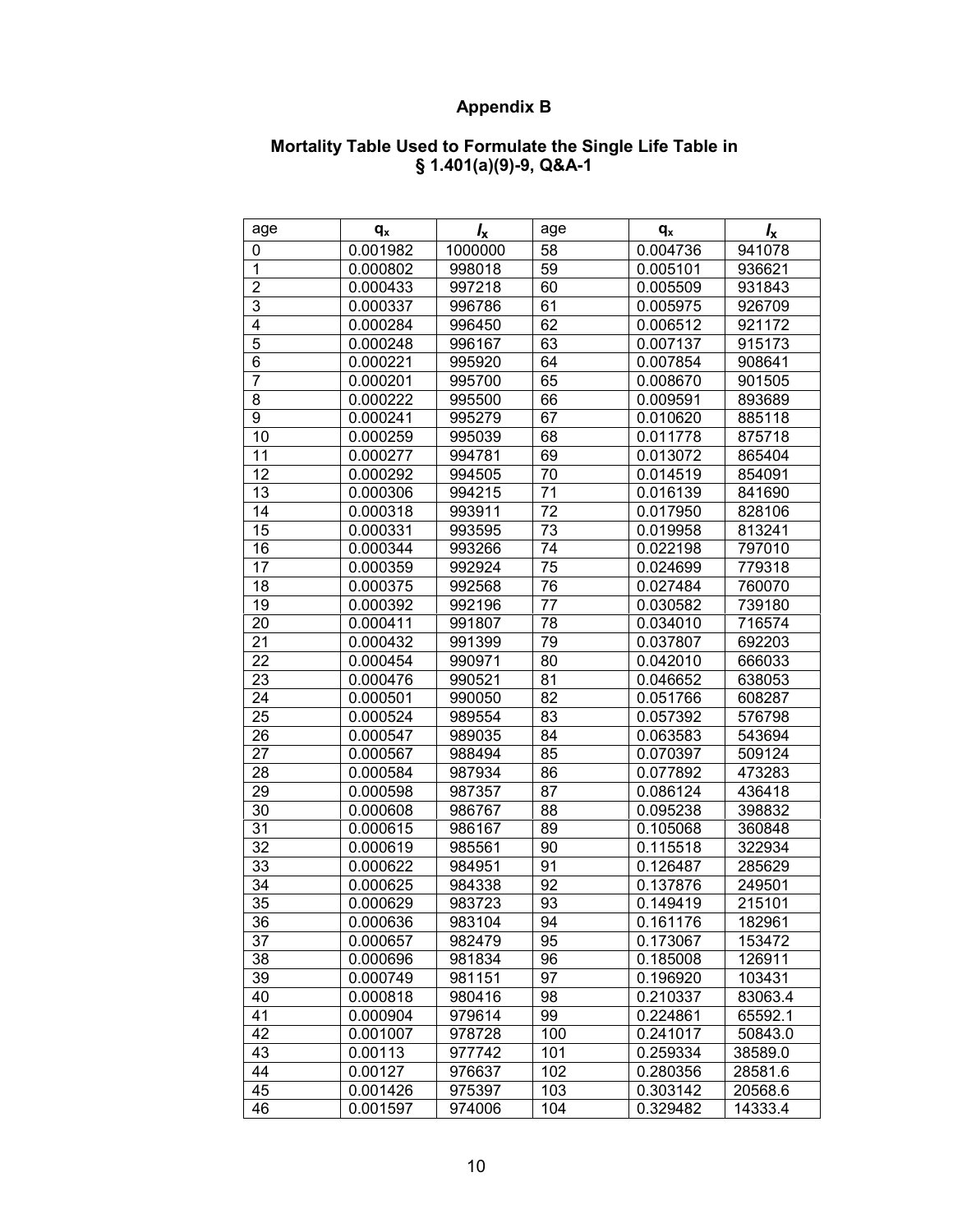# Appendix B

## Mortality Table Used to Formulate the Single Life Table in § 1.401(a)(9)-9, Q&A-1

| age | $q_x$ | $l_x$ | age | $q_x$ | $l_x$ |
|---|---|---|---|---|---|
| 0 | 0.001982 | 1000000 | 58 | 0.004736 | 941078 |
| 1 | 0.000802 | 998018 | 59 | 0.005101 | 936621 |
| 2 | 0.000433 | 997218 | 60 | 0.005509 | 931843 |
| 3 | 0.000337 | 996786 | 61 | 0.005975 | 926709 |
| 4 | 0.000284 | 996450 | 62 | 0.006512 | 921172 |
| 5 | 0.000248 | 996167 | 63 | 0.007137 | 915173 |
| 6 | 0.000221 | 995920 | 64 | 0.007854 | 908641 |
| 7 | 0.000201 | 995700 | 65 | 0.008670 | 901505 |
| 8 | 0.000222 | 995500 | 66 | 0.009591 | 893689 |
| 9 | 0.000241 | 995279 | 67 | 0.010620 | 885118 |
| 10 | 0.000259 | 995039 | 68 | 0.011778 | 875718 |
| 11 | 0.000277 | 994781 | 69 | 0.013072 | 865404 |
| 12 | 0.000292 | 994505 | 70 | 0.014519 | 854091 |
| 13 | 0.000306 | 994215 | 71 | 0.016139 | 841690 |
| 14 | 0.000318 | 993911 | 72 | 0.017950 | 828106 |
| 15 | 0.000331 | 993595 | 73 | 0.019958 | 813241 |
| 16 | 0.000344 | 993266 | 74 | 0.022198 | 797010 |
| 17 | 0.000359 | 992924 | 75 | 0.024699 | 779318 |
| 18 | 0.000375 | 992568 | 76 | 0.027484 | 760070 |
| 19 | 0.000392 | 992196 | 77 | 0.030582 | 739180 |
| 20 | 0.000411 | 991807 | 78 | 0.034010 | 716574 |
| 21 | 0.000432 | 991399 | 79 | 0.037807 | 692203 |
| 22 | 0.000454 | 990971 | 80 | 0.042010 | 666033 |
| 23 | 0.000476 | 990521 | 81 | 0.046652 | 638053 |
| 24 | 0.000501 | 990050 | 82 | 0.051766 | 608287 |
| 25 | 0.000524 | 989554 | 83 | 0.057392 | 576798 |
| 26 | 0.000547 | 989035 | 84 | 0.063583 | 543694 |
| 27 | 0.000567 | 988494 | 85 | 0.070397 | 509124 |
| 28 | 0.000584 | 987934 | 86 | 0.077892 | 473283 |
| 29 | 0.000598 | 987357 | 87 | 0.086124 | 436418 |
| 30 | 0.000608 | 986767 | 88 | 0.095238 | 398832 |
| 31 | 0.000615 | 986167 | 89 | 0.105068 | 360848 |
| 32 | 0.000619 | 985561 | 90 | 0.115518 | 322934 |
| 33 | 0.000622 | 984951 | 91 | 0.126487 | 285629 |
| 34 | 0.000625 | 984338 | 92 | 0.137876 | 249501 |
| 35 | 0.000629 | 983723 | 93 | 0.149419 | 215101 |
| 36 | 0.000636 | 983104 | 94 | 0.161176 | 182961 |
| 37 | 0.000657 | 982479 | 95 | 0.173067 | 153472 |
| 38 | 0.000696 | 981834 | 96 | 0.185008 | 126911 |
| 39 | 0.000749 | 981151 | 97 | 0.196920 | 103431 |
| 40 | 0.000818 | 980416 | 98 | 0.210337 | 83063.4 |
| 41 | 0.000904 | 979614 | 99 | 0.224861 | 65592.1 |
| 42 | 0.001007 | 978728 | 100 | 0.241017 | 50843.0 |
| 43 | 0.00113 | 977742 | 101 | 0.259334 | 38589.0 |
| 44 | 0.00127 | 976637 | 102 | 0.280356 | 28581.6 |
| 45 | 0.001426 | 975397 | 103 | 0.303142 | 20568.6 |
| 46 | 0.001597 | 974006 | 104 | 0.329482 | 14333.4 |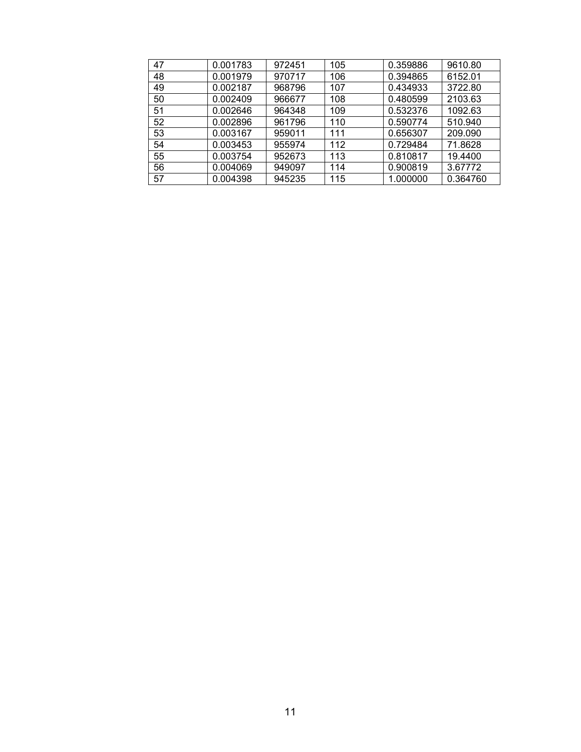| | | | | | |
|---|---|---|---|---|---|
| 47 | 0.001783 | 972451 | 105 | 0.359886 | 9610.80 |
| 48 | 0.001979 | 970717 | 106 | 0.394865 | 6152.01 |
| 49 | 0.002187 | 968796 | 107 | 0.434933 | 3722.80 |
| 50 | 0.002409 | 966677 | 108 | 0.480599 | 2103.63 |
| 51 | 0.002646 | 964348 | 109 | 0.532376 | 1092.63 |
| 52 | 0.002896 | 961796 | 110 | 0.590774 | 510.940 |
| 53 | 0.003167 | 959011 | 111 | 0.656307 | 209.090 |
| 54 | 0.003453 | 955974 | 112 | 0.729484 | 71.8628 |
| 55 | 0.003754 | 952673 | 113 | 0.810817 | 19.4400 |
| 56 | 0.004069 | 949097 | 114 | 0.900819 | 3.67772 |
| 57 | 0.004398 | 945235 | 115 | 1.000000 | 0.364760 |